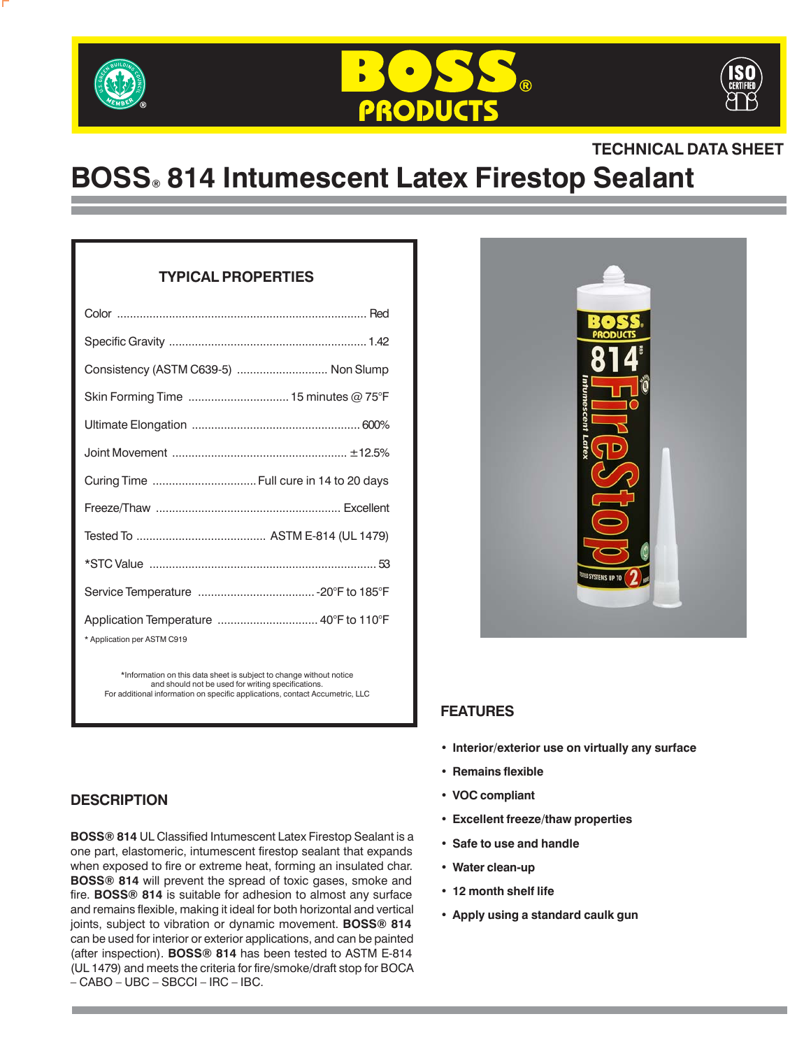TECHNICAL DATA SHEET

# BOSS® 814 Intumescent Latex Firestop Sealant

## TYPICAL PROPERTIES

| Property | Value |
| --- | --- |
| Color | Red |
| Specific Gravity | 1.42 |
| Consistency (ASTM C639-5) | Non Slump |
| Skin Forming Time | 15 minutes @ 75°F |
| Ultimate Elongation | 600% |
| Joint Movement | ±12.5% |
| Curing Time | Full cure in 14 to 20 days |
| Freeze/Thaw | Excellent |
| Tested To | ASTM E-814 (UL 1479) |
| *STC Value | 53 |
| Service Temperature | -20°F to 185°F |
| Application Temperature | 40°F to 110°F |

* Application per ASTM C919

*Information on this data sheet is subject to change without notice and should not be used for writing specifications.
For additional information on specific applications, contact Accumetric, LLC

## DESCRIPTION

**BOSS® 814** UL Classified Intumescent Latex Firestop Sealant is a one part, elastomeric, intumescent firestop sealant that expands when exposed to fire or extreme heat, forming an insulated char. **BOSS® 814** will prevent the spread of toxic gases, smoke and fire. **BOSS® 814** is suitable for adhesion to almost any surface and remains flexible, making it ideal for both horizontal and vertical joints, subject to vibration or dynamic movement. **BOSS® 814** can be used for interior or exterior applications, and can be painted (after inspection). **BOSS® 814** has been tested to ASTM E-814 (UL 1479) and meets the criteria for fire/smoke/draft stop for BOCA – CABO – UBC – SBCCI – IRC – IBC.

## FEATURES

- **Interior/exterior use on virtually any surface**
- **Remains flexible**
- **VOC compliant**
- **Excellent freeze/thaw properties**
- **Safe to use and handle**
- **Water clean-up**
- **12 month shelf life**
- **Apply using a standard caulk gun**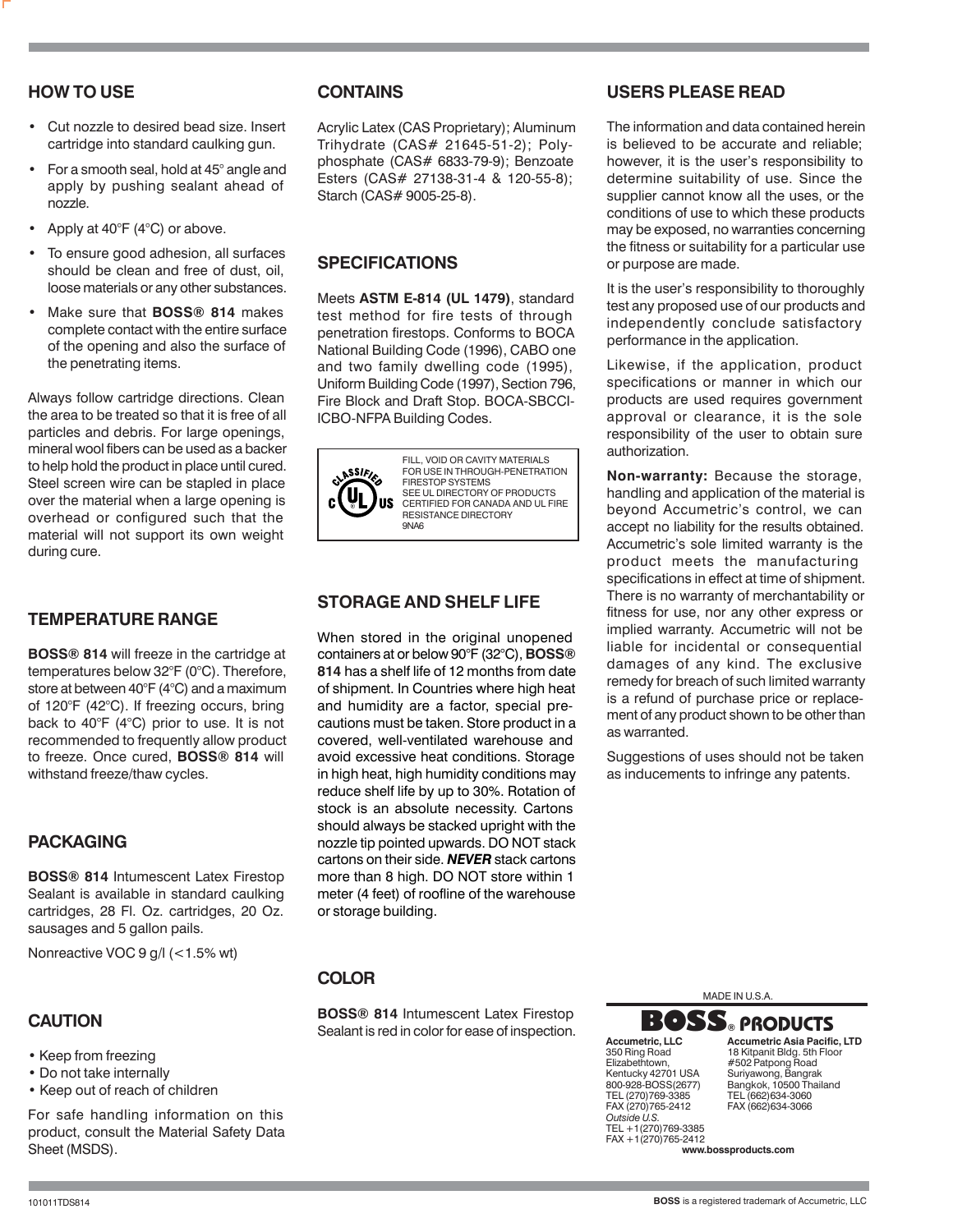## HOW TO USE

- Cut nozzle to desired bead size. Insert cartridge into standard caulking gun.
- For a smooth seal, hold at 45° angle and apply by pushing sealant ahead of nozzle.
- Apply at 40°F (4°C) or above.
- To ensure good adhesion, all surfaces should be clean and free of dust, oil, loose materials or any other substances.
- Make sure that **BOSS® 814** makes complete contact with the entire surface of the opening and also the surface of the penetrating items.

Always follow cartridge directions. Clean the area to be treated so that it is free of all particles and debris. For large openings, mineral wool fibers can be used as a backer to help hold the product in place until cured. Steel screen wire can be stapled in place over the material when a large opening is overhead or configured such that the material will not support its own weight during cure.

## TEMPERATURE RANGE

**BOSS® 814** will freeze in the cartridge at temperatures below 32°F (0°C). Therefore, store at between 40°F (4°C) and a maximum of 120°F (42°C). If freezing occurs, bring back to 40°F (4°C) prior to use. It is not recommended to frequently allow product to freeze. Once cured, **BOSS® 814** will withstand freeze/thaw cycles.

## PACKAGING

**BOSS® 814** Intumescent Latex Firestop Sealant is available in standard caulking cartridges, 28 Fl. Oz. cartridges, 20 Oz. sausages and 5 gallon pails.

Nonreactive VOC 9 g/l (<1.5% wt)

## CAUTION

- Keep from freezing
- Do not take internally
- Keep out of reach of children

For safe handling information on this product, consult the Material Safety Data Sheet (MSDS).

## CONTAINS

Acrylic Latex (CAS Proprietary); Aluminum Trihydrate (CAS# 21645-51-2); Polyphosphate (CAS# 6833-79-9); Benzoate Esters (CAS# 27138-31-4 & 120-55-8); Starch (CAS# 9005-25-8).

## SPECIFICATIONS

Meets **ASTM E-814 (UL 1479)**, standard test method for fire tests of through penetration firestops. Conforms to BOCA National Building Code (1996), CABO one and two family dwelling code (1995), Uniform Building Code (1997), Section 796, Fire Block and Draft Stop. BOCA-SBCCI-ICBO-NFPA Building Codes.

CLASSIFIED C UL US

FILL, VOID OR CAVITY MATERIALS FOR USE IN THROUGH-PENETRATION FIRESTOP SYSTEMS SEE UL DIRECTORY OF PRODUCTS CERTIFIED FOR CANADA AND UL FIRE RESISTANCE DIRECTORY 9NA6

## STORAGE AND SHELF LIFE

When stored in the original unopened containers at or below 90°F (32°C), **BOSS® 814** has a shelf life of 12 months from date of shipment. In Countries where high heat and humidity are a factor, special precautions must be taken. Store product in a covered, well-ventilated warehouse and avoid excessive heat conditions. Storage in high heat, high humidity conditions may reduce shelf life by up to 30%. Rotation of stock is an absolute necessity. Cartons should always be stacked upright with the nozzle tip pointed upwards. DO NOT stack cartons on their side. ***NEVER*** stack cartons more than 8 high. DO NOT store within 1 meter (4 feet) of roofline of the warehouse or storage building.

## COLOR

**BOSS® 814** Intumescent Latex Firestop Sealant is red in color for ease of inspection.

## USERS PLEASE READ

The information and data contained herein is believed to be accurate and reliable; however, it is the user's responsibility to determine suitability of use. Since the supplier cannot know all the uses, or the conditions of use to which these products may be exposed, no warranties concerning the fitness or suitability for a particular use or purpose are made.

It is the user's responsibility to thoroughly test any proposed use of our products and independently conclude satisfactory performance in the application.

Likewise, if the application, product specifications or manner in which our products are used requires government approval or clearance, it is the sole responsibility of the user to obtain sure authorization.

**Non-warranty:** Because the storage, handling and application of the material is beyond Accumetric's control, we can accept no liability for the results obtained. Accumetric's sole limited warranty is the product meets the manufacturing specifications in effect at time of shipment. There is no warranty of merchantability or fitness for use, nor any other express or implied warranty. Accumetric will not be liable for incidental or consequential damages of any kind. The exclusive remedy for breach of such limited warranty is a refund of purchase price or replacement of any product shown to be other than as warranted.

Suggestions of uses should not be taken as inducements to infringe any patents.

MADE IN U.S.A.

**BOSS® PRODUCTS**

**Accumetric, LLC**
350 Ring Road
Elizabethtown,
Kentucky 42701 USA
800-928-BOSS(2677)
TEL (270)769-3385
FAX (270)765-2412
*Outside U.S.*
TEL +1(270)769-3385
FAX +1(270)765-2412

**Accumetric Asia Pacific, LTD**
18 Kitpanit Bldg. 5th Floor
#502 Patpong Road
Suriyawong, Bangrak
Bangkok, 10500 Thailand
TEL (662)634-3060
FAX (662)634-3066

**www.bossproducts.com**

101011TDS814

**BOSS** is a registered trademark of Accumetric, LLC